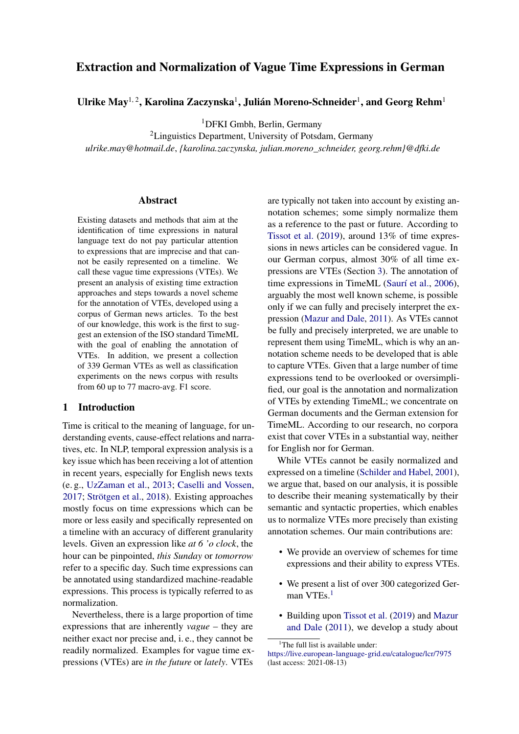# Extraction and Normalization of Vague Time Expressions in German

**Ulrike May**[1, 2], **Karolina Zaczynska**[1], **Julián Moreno-Schneider**[1], **and Georg Rehm**[1]

[1]DFKI Gmbh, Berlin, Germany
[2]Linguistics Department, University of Potsdam, Germany
*ulrike.may@hotmail.de*, *{karolina.zaczynska, julian.moreno_schneider, georg.rehm}@dfki.de*

## Abstract

Existing datasets and methods that aim at the identification of time expressions in natural language text do not pay particular attention to expressions that are imprecise and that cannot be easily represented on a timeline. We call these vague time expressions (VTEs). We present an analysis of existing time extraction approaches and steps towards a novel scheme for the annotation of VTEs, developed using a corpus of German news articles. To the best of our knowledge, this work is the first to suggest an extension of the ISO standard TimeML with the goal of enabling the annotation of VTEs. In addition, we present a collection of 339 German VTEs as well as classification experiments on the news corpus with results from 60 up to 77 macro-avg. F1 score.

## 1 Introduction

Time is critical to the meaning of language, for understanding events, cause-effect relations and narratives, etc. In NLP, temporal expression analysis is a key issue which has been receiving a lot of attention in recent years, especially for English news texts (e. g., UzZaman et al., 2013; Caselli and Vossen, 2017; Strötgen et al., 2018). Existing approaches mostly focus on time expressions which can be more or less easily and specifically represented on a timeline with an accuracy of different granularity levels. Given an expression like *at 6 'o clock*, the hour can be pinpointed, *this Sunday* or *tomorrow* refer to a specific day. Such time expressions can be annotated using standardized machine-readable expressions. This process is typically referred to as normalization.

Nevertheless, there is a large proportion of time expressions that are inherently *vague* – they are neither exact nor precise and, i. e., they cannot be readily normalized. Examples for vague time expressions (VTEs) are *in the future* or *lately*. VTEs are typically not taken into account by existing annotation schemes; some simply normalize them as a reference to the past or future. According to Tissot et al. (2019), around 13% of time expressions in news articles can be considered vague. In our German corpus, almost 30% of all time expressions are VTEs (Section 3). The annotation of time expressions in TimeML (Saurí et al., 2006), arguably the most well known scheme, is possible only if we can fully and precisely interpret the expression (Mazur and Dale, 2011). As VTEs cannot be fully and precisely interpreted, we are unable to represent them using TimeML, which is why an annotation scheme needs to be developed that is able to capture VTEs. Given that a large number of time expressions tend to be overlooked or oversimplified, our goal is the annotation and normalization of VTEs by extending TimeML; we concentrate on German documents and the German extension for TimeML. According to our research, no corpora exist that cover VTEs in a substantial way, neither for English nor for German.

While VTEs cannot be easily normalized and expressed on a timeline (Schilder and Habel, 2001), we argue that, based on our analysis, it is possible to describe their meaning systematically by their semantic and syntactic properties, which enables us to normalize VTEs more precisely than existing annotation schemes. Our main contributions are:

- We provide an overview of schemes for time expressions and their ability to express VTEs.
- We present a list of over 300 categorized German VTEs.[1]
- Building upon Tissot et al. (2019) and Mazur and Dale (2011), we develop a study about

[1]The full list is available under: https://live.european-language-grid.eu/catalogue/lcr/7975 (last access: 2021-08-13)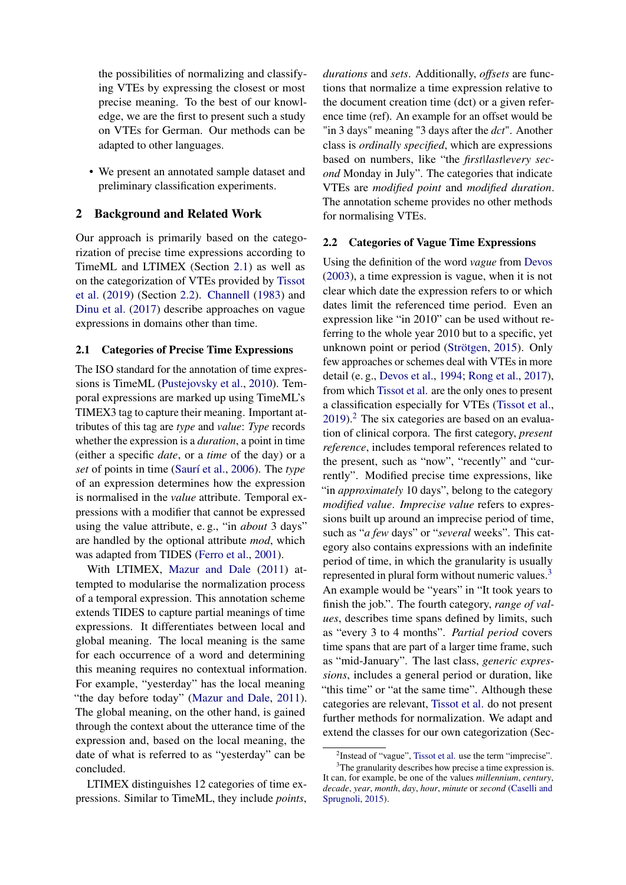the possibilities of normalizing and classifying VTEs by expressing the closest or most precise meaning. To the best of our knowledge, we are the first to present such a study on VTEs for German. Our methods can be adapted to other languages.

- We present an annotated sample dataset and preliminary classification experiments.

## 2 Background and Related Work

Our approach is primarily based on the categorization of precise time expressions according to TimeML and LTIMEX (Section 2.1) as well as on the categorization of VTEs provided by Tissot et al. (2019) (Section 2.2). Channell (1983) and Dinu et al. (2017) describe approaches on vague expressions in domains other than time.

### 2.1 Categories of Precise Time Expressions

The ISO standard for the annotation of time expressions is TimeML (Pustejovsky et al., 2010). Temporal expressions are marked up using TimeML's TIMEX3 tag to capture their meaning. Important attributes of this tag are *type* and *value*: *Type* records whether the expression is a *duration*, a point in time (either a specific *date*, or a *time* of the day) or a *set* of points in time (Saurí et al., 2006). The *type* of an expression determines how the expression is normalised in the *value* attribute. Temporal expressions with a modifier that cannot be expressed using the value attribute, e. g., "in *about* 3 days" are handled by the optional attribute *mod*, which was adapted from TIDES (Ferro et al., 2001).

With LTIMEX, Mazur and Dale (2011) attempted to modularise the normalization process of a temporal expression. This annotation scheme extends TIDES to capture partial meanings of time expressions. It differentiates between local and global meaning. The local meaning is the same for each occurrence of a word and determining this meaning requires no contextual information. For example, "yesterday" has the local meaning "the day before today" (Mazur and Dale, 2011). The global meaning, on the other hand, is gained through the context about the utterance time of the expression and, based on the local meaning, the date of what is referred to as "yesterday" can be concluded.

LTIMEX distinguishes 12 categories of time expressions. Similar to TimeML, they include *points*, *durations* and *sets*. Additionally, *offsets* are functions that normalize a time expression relative to the document creation time (dct) or a given reference time (ref). An example for an offset would be "in 3 days" meaning "3 days after the *dct*". Another class is *ordinally specified*, which are expressions based on numbers, like "the *first|last|every second* Monday in July". The categories that indicate VTEs are *modified point* and *modified duration*. The annotation scheme provides no other methods for normalising VTEs.

### 2.2 Categories of Vague Time Expressions

Using the definition of the word *vague* from Devos (2003), a time expression is vague, when it is not clear which date the expression refers to or which dates limit the referenced time period. Even an expression like "in 2010" can be used without referring to the whole year 2010 but to a specific, yet unknown point or period (Strötgen, 2015). Only few approaches or schemes deal with VTEs in more detail (e. g., Devos et al., 1994; Rong et al., 2017), from which Tissot et al. are the only ones to present a classification especially for VTEs (Tissot et al., 2019).[2] The six categories are based on an evaluation of clinical corpora. The first category, *present reference*, includes temporal references related to the present, such as "now", "recently" and "currently". Modified precise time expressions, like "in *approximately* 10 days", belong to the category *modified value*. *Imprecise value* refers to expressions built up around an imprecise period of time, such as "*a few* days" or "*several* weeks". This category also contains expressions with an indefinite period of time, in which the granularity is usually represented in plural form without numeric values.[3] An example would be "years" in "It took years to finish the job.". The fourth category, *range of values*, describes time spans defined by limits, such as "every 3 to 4 months". *Partial period* covers time spans that are part of a larger time frame, such as "mid-January". The last class, *generic expressions*, includes a general period or duration, like "this time" or "at the same time". Although these categories are relevant, Tissot et al. do not present further methods for normalization. We adapt and extend the classes for our own categorization (Sec-

[2]Instead of "vague", Tissot et al. use the term "imprecise".

[3]The granularity describes how precise a time expression is. It can, for example, be one of the values *millennium*, *century*, *decade*, *year*, *month*, *day*, *hour*, *minute* or *second* (Caselli and Sprugnoli, 2015).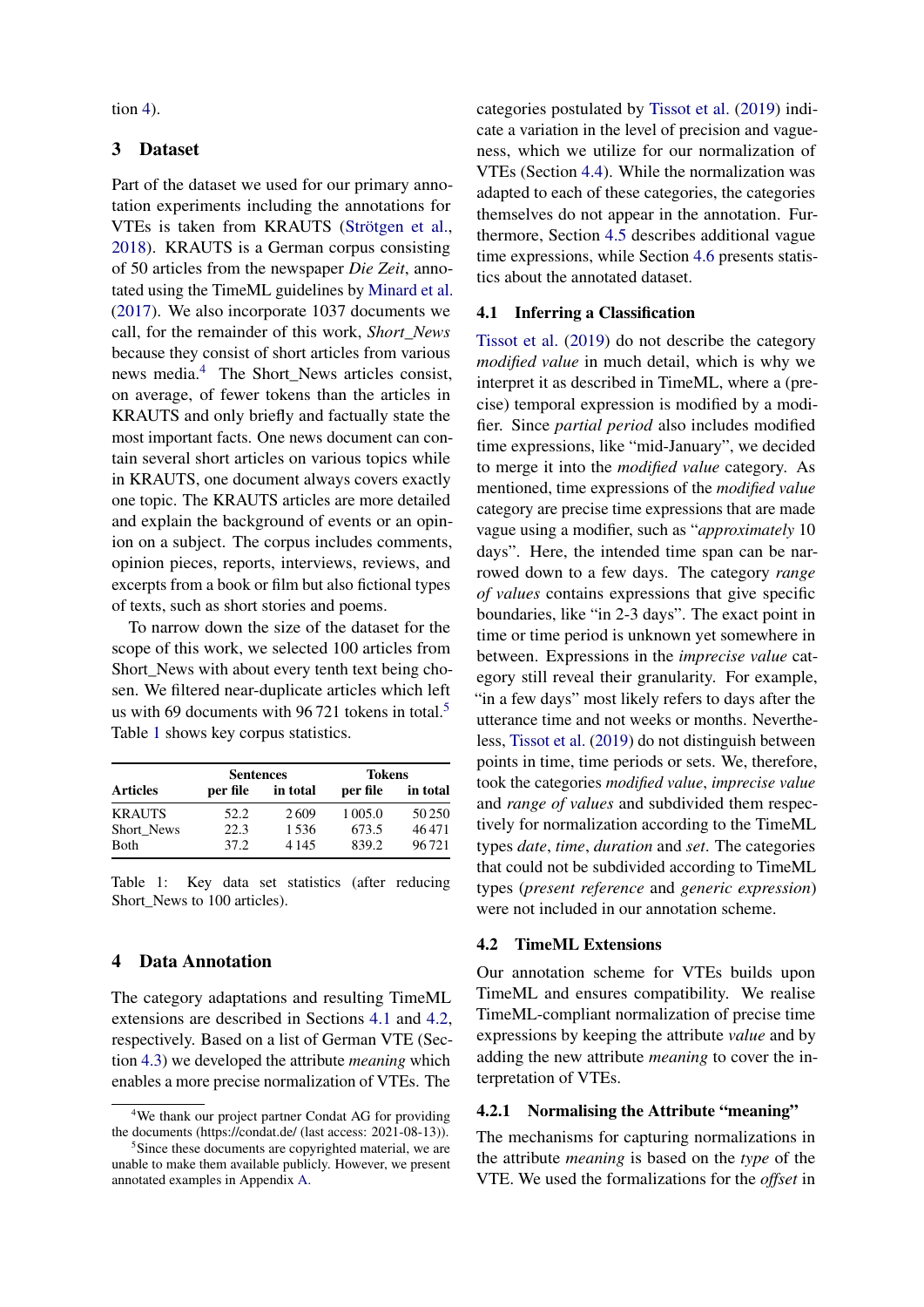tion 4).

## 3 Dataset

Part of the dataset we used for our primary annotation experiments including the annotations for VTEs is taken from KRAUTS (Strötgen et al., 2018). KRAUTS is a German corpus consisting of 50 articles from the newspaper *Die Zeit*, annotated using the TimeML guidelines by Minard et al. (2017). We also incorporate 1037 documents we call, for the remainder of this work, *Short_News* because they consist of short articles from various news media.[4] The Short_News articles consist, on average, of fewer tokens than the articles in KRAUTS and only briefly and factually state the most important facts. One news document can contain several short articles on various topics while in KRAUTS, one document always covers exactly one topic. The KRAUTS articles are more detailed and explain the background of events or an opinion on a subject. The corpus includes comments, opinion pieces, reports, interviews, reviews, and excerpts from a book or film but also fictional types of texts, such as short stories and poems.

To narrow down the size of the dataset for the scope of this work, we selected 100 articles from Short_News with about every tenth text being chosen. We filtered near-duplicate articles which left us with 69 documents with 96 721 tokens in total.[5] Table 1 shows key corpus statistics.

| | Sentences | | Tokens | |
|---|---|---|---|---|
| **Articles** | **per file** | **in total** | **per file** | **in total** |
| KRAUTS | 52.2 | 2 609 | 1 005.0 | 50 250 |
| Short_News | 22.3 | 1 536 | 673.5 | 46 471 |
| Both | 37.2 | 4 145 | 839.2 | 96 721 |

Table 1: Key data set statistics (after reducing Short_News to 100 articles).

## 4 Data Annotation

The category adaptations and resulting TimeML extensions are described in Sections 4.1 and 4.2, respectively. Based on a list of German VTE (Section 4.3) we developed the attribute *meaning* which enables a more precise normalization of VTEs. The categories postulated by Tissot et al. (2019) indicate a variation in the level of precision and vagueness, which we utilize for our normalization of VTEs (Section 4.4). While the normalization was adapted to each of these categories, the categories themselves do not appear in the annotation. Furthermore, Section 4.5 describes additional vague time expressions, while Section 4.6 presents statistics about the annotated dataset.

### 4.1 Inferring a Classification

Tissot et al. (2019) do not describe the category *modified value* in much detail, which is why we interpret it as described in TimeML, where a (precise) temporal expression is modified by a modifier. Since *partial period* also includes modified time expressions, like "mid-January", we decided to merge it into the *modified value* category. As mentioned, time expressions of the *modified value* category are precise time expressions that are made vague using a modifier, such as "*approximately* 10 days". Here, the intended time span can be narrowed down to a few days. The category *range of values* contains expressions that give specific boundaries, like "in 2-3 days". The exact point in time or time period is unknown yet somewhere in between. Expressions in the *imprecise value* category still reveal their granularity. For example, "in a few days" most likely refers to days after the utterance time and not weeks or months. Nevertheless, Tissot et al. (2019) do not distinguish between points in time, time periods or sets. We, therefore, took the categories *modified value*, *imprecise value* and *range of values* and subdivided them respectively for normalization according to the TimeML types *date*, *time*, *duration* and *set*. The categories that could not be subdivided according to TimeML types (*present reference* and *generic expression*) were not included in our annotation scheme.

### 4.2 TimeML Extensions

Our annotation scheme for VTEs builds upon TimeML and ensures compatibility. We realise TimeML-compliant normalization of precise time expressions by keeping the attribute *value* and by adding the new attribute *meaning* to cover the interpretation of VTEs.

#### 4.2.1 Normalising the Attribute "meaning"

The mechanisms for capturing normalizations in the attribute *meaning* is based on the *type* of the VTE. We used the formalizations for the *offset* in

[4] We thank our project partner Condat AG for providing the documents (https://condat.de/ (last access: 2021-08-13)).

[5] Since these documents are copyrighted material, we are unable to make them available publicly. However, we present annotated examples in Appendix A.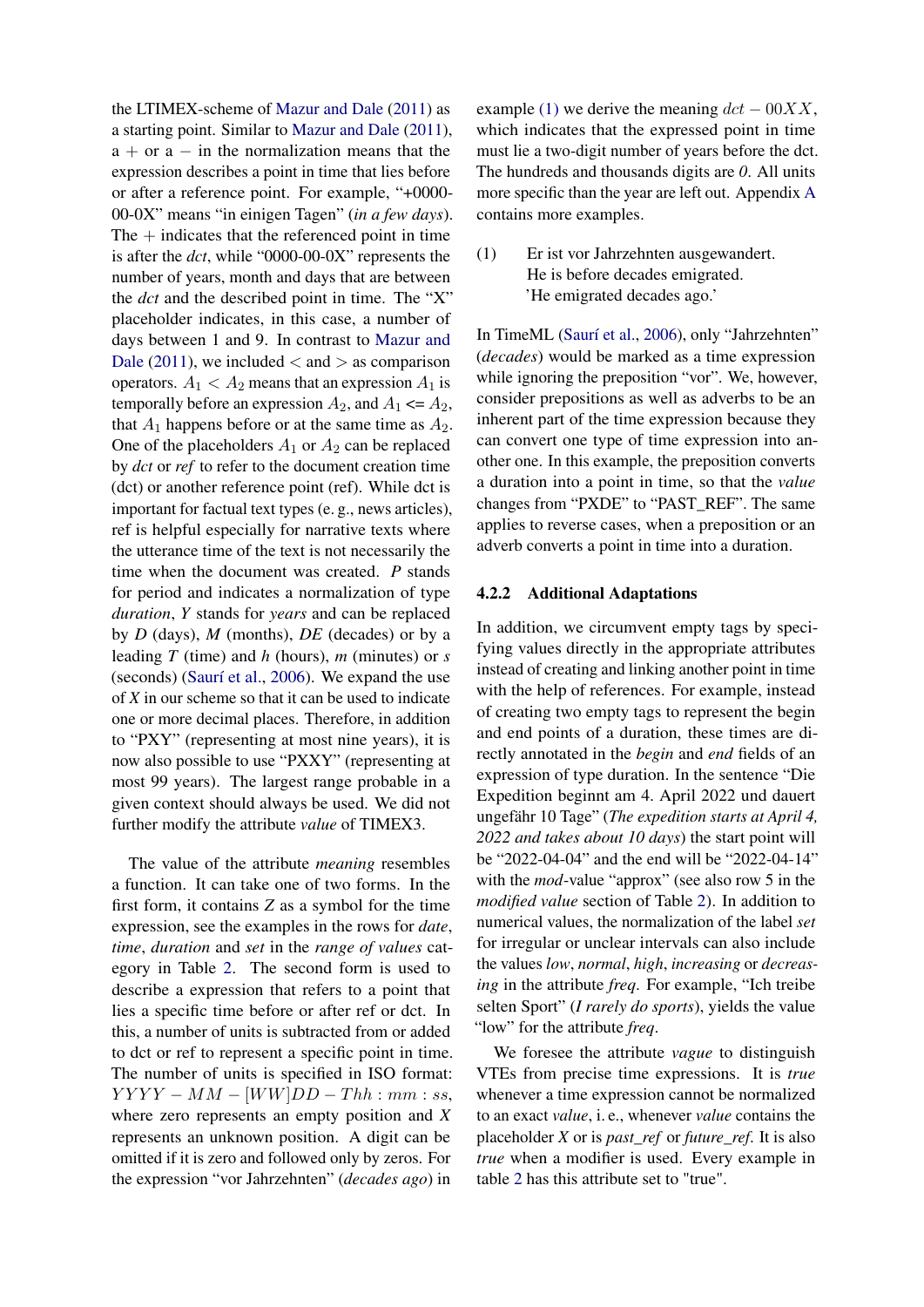the LTIMEX-scheme of Mazur and Dale (2011) as a starting point. Similar to Mazur and Dale (2011), a $+$ or a $-$ in the normalization means that the expression describes a point in time that lies before or after a reference point. For example, "+0000-00-0X" means "in einigen Tagen" (*in a few days*). The $+$ indicates that the referenced point in time is after the *dct*, while "0000-00-0X" represents the number of years, month and days that are between the *dct* and the described point in time. The "X" placeholder indicates, in this case, a number of days between 1 and 9. In contrast to Mazur and Dale (2011), we included $<$ and $>$ as comparison operators. $A_1 < A_2$ means that an expression $A_1$ is temporally before an expression $A_2$, and $A_1$ <= $A_2$, that $A_1$ happens before or at the same time as $A_2$. One of the placeholders $A_1$ or $A_2$ can be replaced by *dct* or *ref* to refer to the document creation time (dct) or another reference point (ref). While dct is important for factual text types (e. g., news articles), ref is helpful especially for narrative texts where the utterance time of the text is not necessarily the time when the document was created. *P* stands for period and indicates a normalization of type *duration*, *Y* stands for *years* and can be replaced by *D* (days), *M* (months), *DE* (decades) or by a leading *T* (time) and *h* (hours), *m* (minutes) or *s* (seconds) (Saurí et al., 2006). We expand the use of *X* in our scheme so that it can be used to indicate one or more decimal places. Therefore, in addition to "PXY" (representing at most nine years), it is now also possible to use "PXXY" (representing at most 99 years). The largest range probable in a given context should always be used. We did not further modify the attribute *value* of TIMEX3.

The value of the attribute *meaning* resembles a function. It can take one of two forms. In the first form, it contains *Z* as a symbol for the time expression, see the examples in the rows for *date*, *time*, *duration* and *set* in the *range of values* category in Table 2. The second form is used to describe a expression that refers to a point that lies a specific time before or after ref or dct. In this, a number of units is subtracted from or added to dct or ref to represent a specific point in time. The number of units is specified in ISO format: $YYYY - MM - [WW]DD - Thh : mm : ss$, where zero represents an empty position and *X* represents an unknown position. A digit can be omitted if it is zero and followed only by zeros. For the expression "vor Jahrzehnten" (*decades ago*) in example (1) we derive the meaning $dct - 00XX$, which indicates that the expressed point in time must lie a two-digit number of years before the dct. The hundreds and thousands digits are *0*. All units more specific than the year are left out. Appendix A contains more examples.

(1) Er ist vor Jahrzehnten ausgewandert.
He is before decades emigrated.
'He emigrated decades ago.'

In TimeML (Saurí et al., 2006), only "Jahrzehnten" (*decades*) would be marked as a time expression while ignoring the preposition "vor". We, however, consider prepositions as well as adverbs to be an inherent part of the time expression because they can convert one type of time expression into another one. In this example, the preposition converts a duration into a point in time, so that the *value* changes from "PXDE" to "PAST_REF". The same applies to reverse cases, when a preposition or an adverb converts a point in time into a duration.

### 4.2.2 Additional Adaptations

In addition, we circumvent empty tags by specifying values directly in the appropriate attributes instead of creating and linking another point in time with the help of references. For example, instead of creating two empty tags to represent the begin and end points of a duration, these times are directly annotated in the *begin* and *end* fields of an expression of type duration. In the sentence "Die Expedition beginnt am 4. April 2022 und dauert ungefähr 10 Tage" (*The expedition starts at April 4, 2022 and takes about 10 days*) the start point will be "2022-04-04" and the end will be "2022-04-14" with the *mod*-value "approx" (see also row 5 in the *modified value* section of Table 2). In addition to numerical values, the normalization of the label *set* for irregular or unclear intervals can also include the values *low*, *normal*, *high*, *increasing* or *decreasing* in the attribute *freq*. For example, "Ich treibe selten Sport" (*I rarely do sports*), yields the value "low" for the attribute *freq*.

We foresee the attribute *vague* to distinguish VTEs from precise time expressions. It is *true* whenever a time expression cannot be normalized to an exact *value*, i. e., whenever *value* contains the placeholder *X* or is *past_ref* or *future_ref*. It is also *true* when a modifier is used. Every example in table 2 has this attribute set to "true".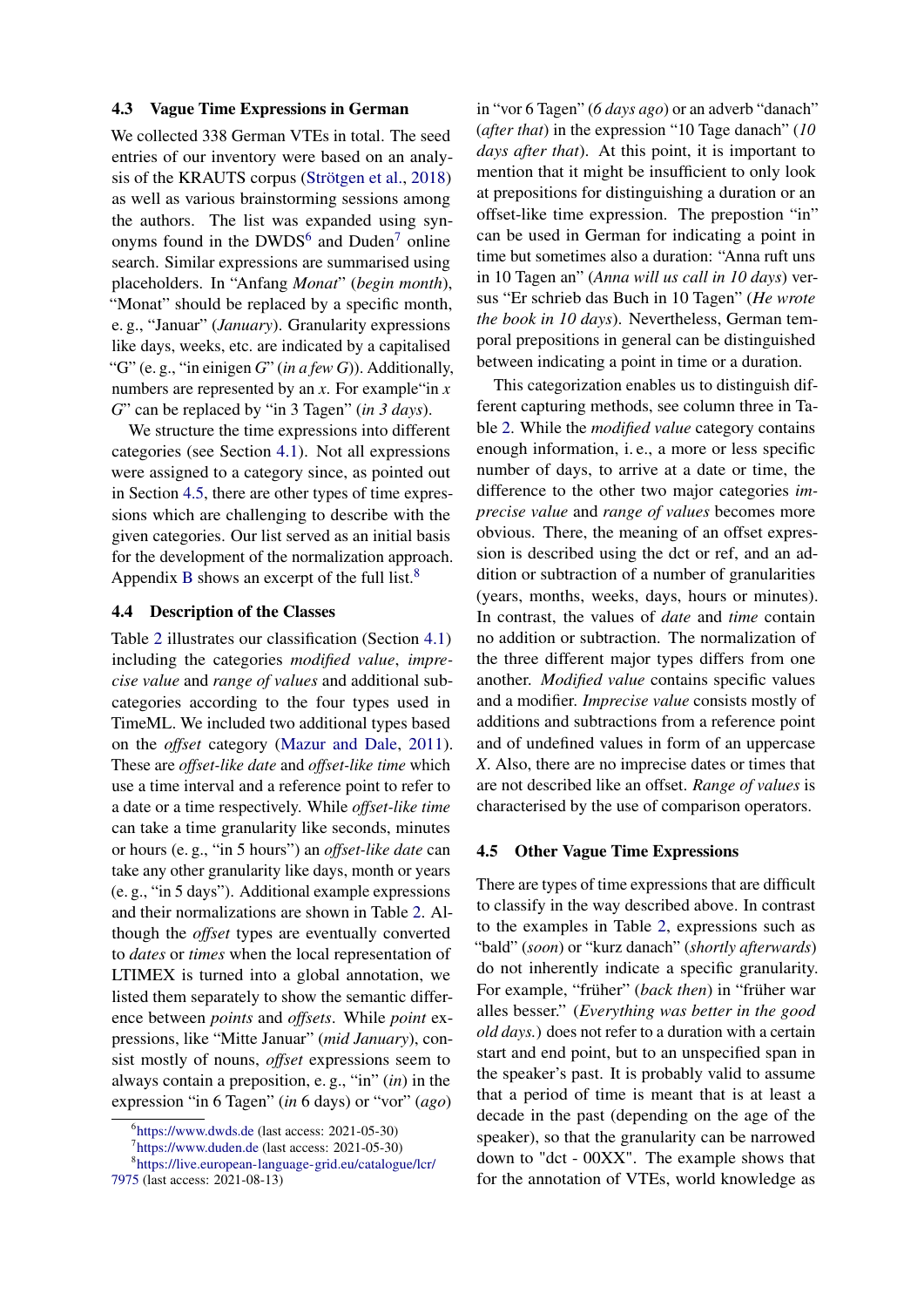### 4.3 Vague Time Expressions in German

We collected 338 German VTEs in total. The seed entries of our inventory were based on an analysis of the KRAUTS corpus (Strötgen et al., 2018) as well as various brainstorming sessions among the authors. The list was expanded using synonyms found in the DWDS[6] and Duden[7] online search. Similar expressions are summarised using placeholders. In "Anfang *Monat*" (*begin month*), "Monat" should be replaced by a specific month, e. g., "Januar" (*January*). Granularity expressions like days, weeks, etc. are indicated by a capitalised "G" (e. g., "in einigen *G*" (*in a few G*)). Additionally, numbers are represented by an *x*. For example"in *x G*" can be replaced by "in 3 Tagen" (*in 3 days*).

We structure the time expressions into different categories (see Section 4.1). Not all expressions were assigned to a category since, as pointed out in Section 4.5, there are other types of time expressions which are challenging to describe with the given categories. Our list served as an initial basis for the development of the normalization approach. Appendix B shows an excerpt of the full list.[8]

### 4.4 Description of the Classes

Table 2 illustrates our classification (Section 4.1) including the categories *modified value*, *imprecise value* and *range of values* and additional subcategories according to the four types used in TimeML. We included two additional types based on the *offset* category (Mazur and Dale, 2011). These are *offset-like date* and *offset-like time* which use a time interval and a reference point to refer to a date or a time respectively. While *offset-like time* can take a time granularity like seconds, minutes or hours (e. g., "in 5 hours") an *offset-like date* can take any other granularity like days, month or years (e. g., "in 5 days"). Additional example expressions and their normalizations are shown in Table 2. Although the *offset* types are eventually converted to *dates* or *times* when the local representation of LTIMEX is turned into a global annotation, we listed them separately to show the semantic difference between *points* and *offsets*. While *point* expressions, like "Mitte Januar" (*mid January*), consist mostly of nouns, *offset* expressions seem to always contain a preposition, e. g., "in" (*in*) in the expression "in 6 Tagen" (*in* 6 days) or "vor" (*ago*) in "vor 6 Tagen" (*6 days ago*) or an adverb "danach" (*after that*) in the expression "10 Tage danach" (*10 days after that*). At this point, it is important to mention that it might be insufficient to only look at prepositions for distinguishing a duration or an offset-like time expression. The prepostion "in" can be used in German for indicating a point in time but sometimes also a duration: "Anna ruft uns in 10 Tagen an" (*Anna will us call in 10 days*) versus "Er schrieb das Buch in 10 Tagen" (*He wrote the book in 10 days*). Nevertheless, German temporal prepositions in general can be distinguished between indicating a point in time or a duration.

This categorization enables us to distinguish different capturing methods, see column three in Table 2. While the *modified value* category contains enough information, i. e., a more or less specific number of days, to arrive at a date or time, the difference to the other two major categories *imprecise value* and *range of values* becomes more obvious. There, the meaning of an offset expression is described using the dct or ref, and an addition or subtraction of a number of granularities (years, months, weeks, days, hours or minutes). In contrast, the values of *date* and *time* contain no addition or subtraction. The normalization of the three different major types differs from one another. *Modified value* contains specific values and a modifier. *Imprecise value* consists mostly of additions and subtractions from a reference point and of undefined values in form of an uppercase *X*. Also, there are no imprecise dates or times that are not described like an offset. *Range of values* is characterised by the use of comparison operators.

### 4.5 Other Vague Time Expressions

There are types of time expressions that are difficult to classify in the way described above. In contrast to the examples in Table 2, expressions such as "bald" (*soon*) or "kurz danach" (*shortly afterwards*) do not inherently indicate a specific granularity. For example, "früher" (*back then*) in "früher war alles besser." (*Everything was better in the good old days.*) does not refer to a duration with a certain start and end point, but to an unspecified span in the speaker's past. It is probably valid to assume that a period of time is meant that is at least a decade in the past (depending on the age of the speaker), so that the granularity can be narrowed down to "dct - 00XX". The example shows that for the annotation of VTEs, world knowledge as

[6] https://www.dwds.de (last access: 2021-05-30)

[7] https://www.duden.de (last access: 2021-05-30)

[8] https://live.european-language-grid.eu/catalogue/lcr/7975 (last access: 2021-08-13)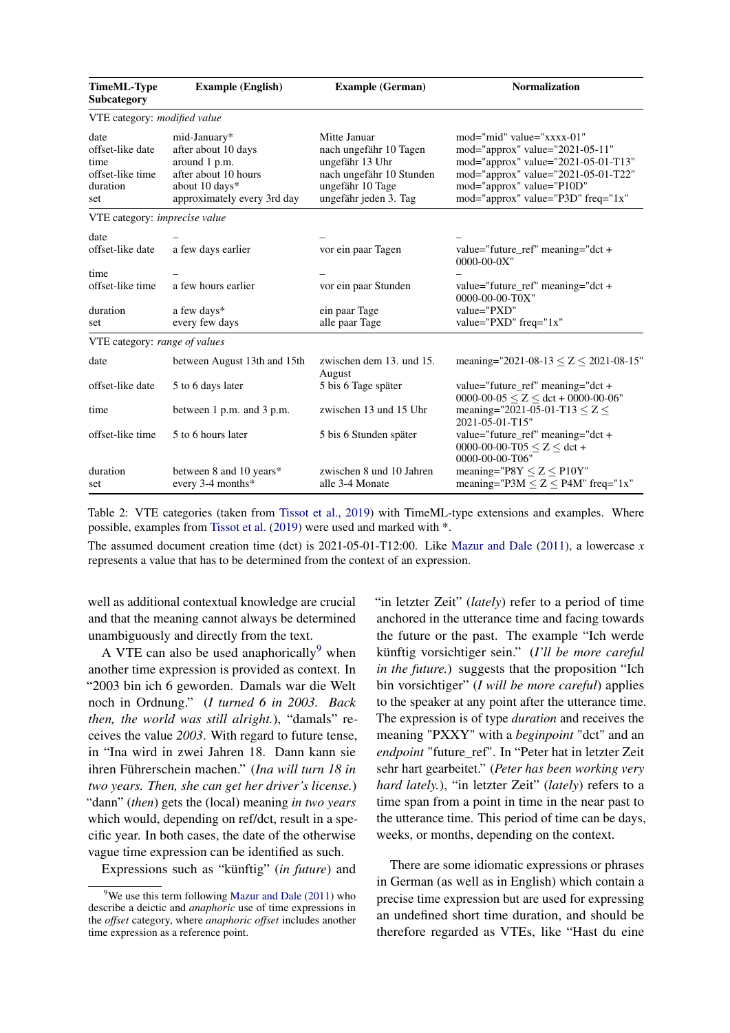| TimeML-Type Subcategory | Example (English) | Example (German) | Normalization |
|---|---|---|---|
| VTE category: *modified value* | | | |
| date | mid-January* | Mitte Januar | mod="mid" value="xxxx-01" |
| offset-like date | after about 10 days | nach ungefähr 10 Tagen | mod="approx" value="2021-05-11" |
| time | around 1 p.m. | ungefähr 13 Uhr | mod="approx" value="2021-05-01-T13" |
| offset-like time | after about 10 hours | nach ungefähr 10 Stunden | mod="approx" value="2021-05-01-T22" |
| duration | about 10 days* | ungefähr 10 Tage | mod="approx" value="P10D" |
| set | approximately every 3rd day | ungefähr jeden 3. Tag | mod="approx" value="P3D" freq="1x" |
| VTE category: *imprecise value* | | | |
| date | – | – | – |
| offset-like date | a few days earlier | vor ein paar Tagen | value="future_ref" meaning="dct + 0000-00-0X" |
| time | – | – | – |
| offset-like time | a few hours earlier | vor ein paar Stunden | value="future_ref" meaning="dct + 0000-00-00-T0X" |
| duration | a few days* | ein paar Tage | value="PXD" |
| set | every few days | alle paar Tage | value="PXD" freq="1x" |
| VTE category: *range of values* | | | |
| date | between August 13th and 15th | zwischen dem 13. und 15. August | meaning="2021-08-13 ≤ Z ≤ 2021-08-15" |
| offset-like date | 5 to 6 days later | 5 bis 6 Tage später | value="future_ref" meaning="dct + 0000-00-05 ≤ Z ≤ dct + 0000-00-06" |
| time | between 1 p.m. and 3 p.m. | zwischen 13 und 15 Uhr | meaning="2021-05-01-T13 ≤ Z ≤ 2021-05-01-T15" |
| offset-like time | 5 to 6 hours later | 5 bis 6 Stunden später | value="future_ref" meaning="dct + 0000-00-00-T05 ≤ Z ≤ dct + 0000-00-00-T06" |
| duration | between 8 and 10 years* | zwischen 8 und 10 Jahren | meaning="P8Y ≤ Z ≤ P10Y" |
| set | every 3-4 months* | alle 3-4 Monate | meaning="P3M ≤ Z ≤ P4M" freq="1x" |

Table 2: VTE categories (taken from Tissot et al., 2019) with TimeML-type extensions and examples. Where possible, examples from Tissot et al. (2019) were used and marked with *.

The assumed document creation time (dct) is 2021-05-01-T12:00. Like Mazur and Dale (2011), a lowercase *x* represents a value that has to be determined from the context of an expression.

well as additional contextual knowledge are crucial and that the meaning cannot always be determined unambiguously and directly from the text.

A VTE can also be used anaphorically[9] when another time expression is provided as context. In "2003 bin ich 6 geworden. Damals war die Welt noch in Ordnung." (*I turned 6 in 2003. Back then, the world was still alright.*), "damals" receives the value *2003*. With regard to future tense, in "Ina wird in zwei Jahren 18. Dann kann sie ihren Führerschein machen." (*Ina will turn 18 in two years. Then, she can get her driver's license.*) "dann" (*then*) gets the (local) meaning *in two years* which would, depending on ref/dct, result in a specific year. In both cases, the date of the otherwise vague time expression can be identified as such.

Expressions such as "künftig" (*in future*) and "in letzter Zeit" (*lately*) refer to a period of time anchored in the utterance time and facing towards the future or the past. The example "Ich werde künftig vorsichtiger sein." (*I'll be more careful in the future.*) suggests that the proposition "Ich bin vorsichtiger" (*I will be more careful*) applies to the speaker at any point after the utterance time. The expression is of type *duration* and receives the meaning "PXXY" with a *beginpoint* "dct" and an *endpoint* "future_ref". In "Peter hat in letzter Zeit sehr hart gearbeitet." (*Peter has been working very hard lately.*), "in letzter Zeit" (*lately*) refers to a time span from a point in time in the near past to the utterance time. This period of time can be days, weeks, or months, depending on the context.

There are some idiomatic expressions or phrases in German (as well as in English) which contain a precise time expression but are used for expressing an undefined short time duration, and should be therefore regarded as VTEs, like "Hast du eine

[9] We use this term following Mazur and Dale (2011) who describe a deictic and *anaphoric* use of time expressions in the *offset* category, where *anaphoric offset* includes another time expression as a reference point.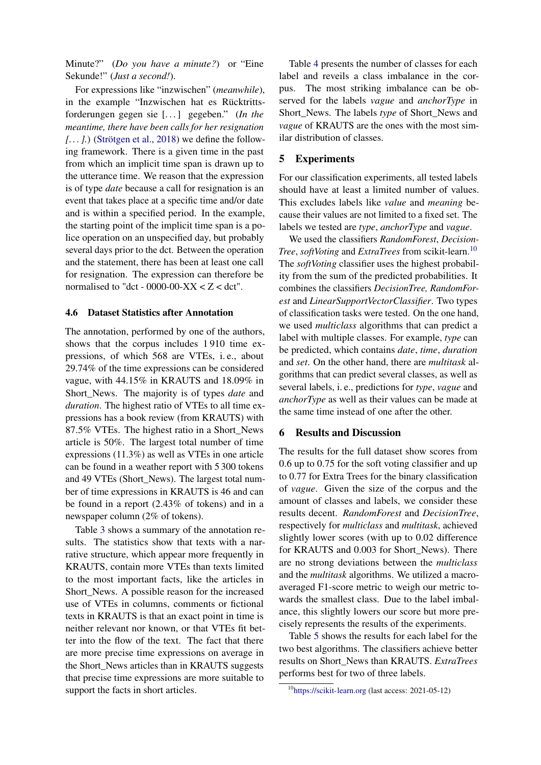Minute?" (*Do you have a minute?*) or "Eine Sekunde!" (*Just a second!*).

For expressions like "inzwischen" (*meanwhile*), in the example "Inzwischen hat es Rücktrittsforderungen gegen sie [...] gegeben." (*In the meantime, there have been calls for her resignation [...].*) (Strötgen et al., 2018) we define the following framework. There is a given time in the past from which an implicit time span is drawn up to the utterance time. We reason that the expression is of type *date* because a call for resignation is an event that takes place at a specific time and/or date and is within a specified period. In the example, the starting point of the implicit time span is a police operation on an unspecified day, but probably several days prior to the dct. Between the operation and the statement, there has been at least one call for resignation. The expression can therefore be normalised to "dct - 0000-00-XX < Z < dct".

### 4.6 Dataset Statistics after Annotation

The annotation, performed by one of the authors, shows that the corpus includes 1 910 time expressions, of which 568 are VTEs, i. e., about 29.74% of the time expressions can be considered vague, with 44.15% in KRAUTS and 18.09% in Short_News. The majority is of types *date* and *duration*. The highest ratio of VTEs to all time expressions has a book review (from KRAUTS) with 87.5% VTEs. The highest ratio in a Short_News article is 50%. The largest total number of time expressions (11.3%) as well as VTEs in one article can be found in a weather report with 5 300 tokens and 49 VTEs (Short_News). The largest total number of time expressions in KRAUTS is 46 and can be found in a report (2.43% of tokens) and in a newspaper column (2% of tokens).

Table 3 shows a summary of the annotation results. The statistics show that texts with a narrative structure, which appear more frequently in KRAUTS, contain more VTEs than texts limited to the most important facts, like the articles in Short_News. A possible reason for the increased use of VTEs in columns, comments or fictional texts in KRAUTS is that an exact point in time is neither relevant nor known, or that VTEs fit better into the flow of the text. The fact that there are more precise time expressions on average in the Short_News articles than in KRAUTS suggests that precise time expressions are more suitable to support the facts in short articles.

Table 4 presents the number of classes for each label and reveils a class imbalance in the corpus. The most striking imbalance can be observed for the labels *vague* and *anchorType* in Short_News. The labels *type* of Short_News and *vague* of KRAUTS are the ones with the most similar distribution of classes.

## 5 Experiments

For our classification experiments, all tested labels should have at least a limited number of values. This excludes labels like *value* and *meaning* because their values are not limited to a fixed set. The labels we tested are *type*, *anchorType* and *vague*.

We used the classifiers *RandomForest*, *DecisionTree*, *softVoting* and *ExtraTrees* from scikit-learn.[10] The *softVoting* classifier uses the highest probability from the sum of the predicted probabilities. It combines the classifiers *DecisionTree, RandomForest* and *LinearSupportVectorClassifier*. Two types of classification tasks were tested. On the one hand, we used *multiclass* algorithms that can predict a label with multiple classes. For example, *type* can be predicted, which contains *date*, *time*, *duration* and *set*. On the other hand, there are *multitask* algorithms that can predict several classes, as well as several labels, i. e., predictions for *type*, *vague* and *anchorType* as well as their values can be made at the same time instead of one after the other.

## 6 Results and Discussion

The results for the full dataset show scores from 0.6 up to 0.75 for the soft voting classifier and up to 0.77 for Extra Trees for the binary classification of *vague*. Given the size of the corpus and the amount of classes and labels, we consider these results decent. *RandomForest* and *DecisionTree*, respectively for *multiclass* and *multitask*, achieved slightly lower scores (with up to 0.02 difference for KRAUTS and 0.003 for Short_News). There are no strong deviations between the *multiclass* and the *multitask* algorithms. We utilized a macro-averaged F1-score metric to weigh our metric towards the smallest class. Due to the label imbalance, this slightly lowers our score but more precisely represents the results of the experiments.

Table 5 shows the results for each label for the two best algorithms. The classifiers achieve better results on Short_News than KRAUTS. *ExtraTrees* performs best for two of three labels.

[10] https://scikit-learn.org (last access: 2021-05-12)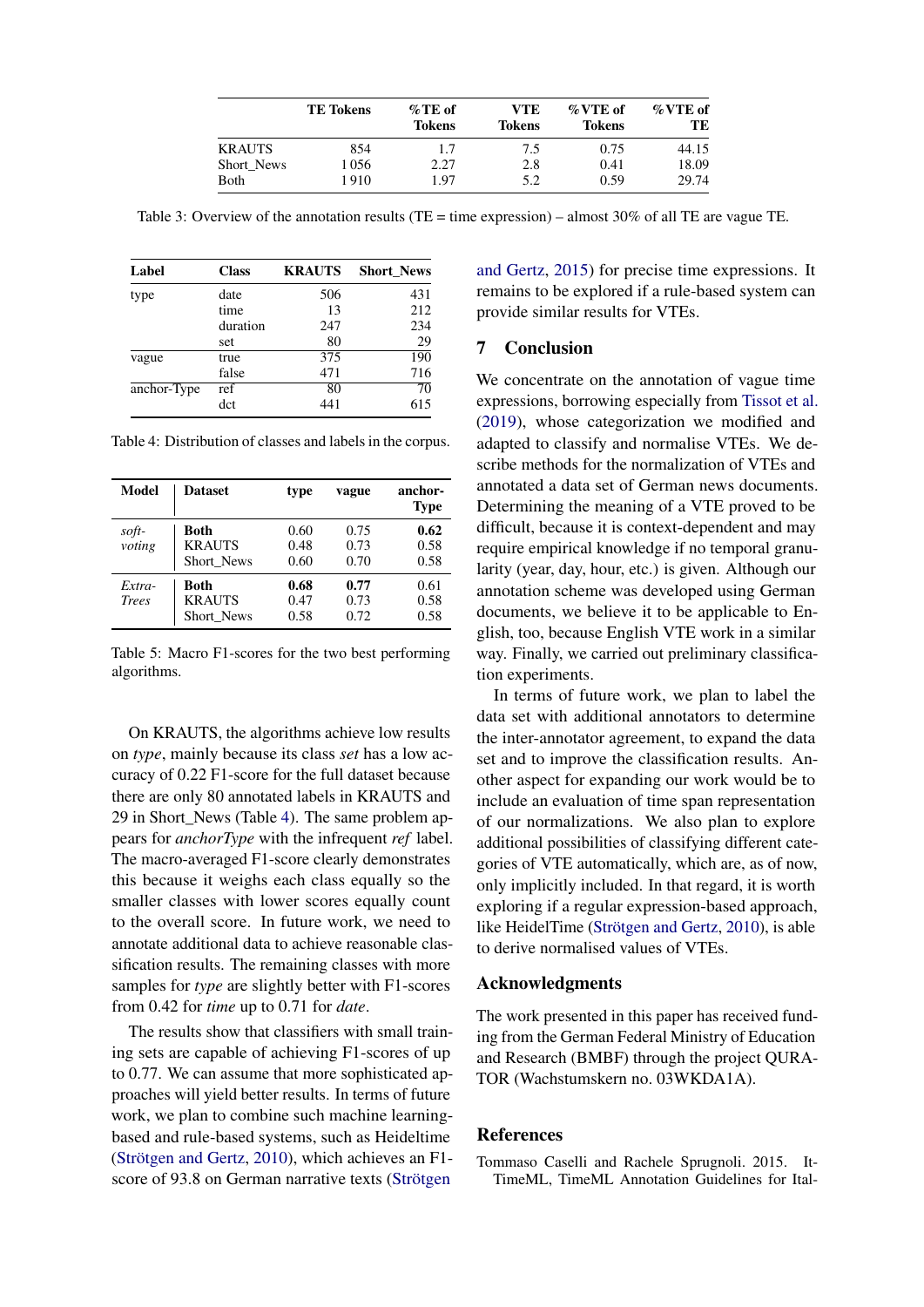| | TE Tokens | %TE of Tokens | VTE Tokens | %VTE of Tokens | %VTE of TE |
|---|---|---|---|---|---|
| KRAUTS | 854 | 1.7 | 7.5 | 0.75 | 44.15 |
| Short_News | 1 056 | 2.27 | 2.8 | 0.41 | 18.09 |
| Both | 1 910 | 1.97 | 5.2 | 0.59 | 29.74 |

Table 3: Overview of the annotation results (TE = time expression) – almost 30% of all TE are vague TE.

| Label | Class | KRAUTS | Short_News |
|---|---|---|---|
| type | date | 506 | 431 |
| | time | 13 | 212 |
| | duration | 247 | 234 |
| | set | 80 | 29 |
| vague | true | 375 | 190 |
| | false | 471 | 716 |
| anchor-Type | ref | 80 | 70 |
| | dct | 441 | 615 |

Table 4: Distribution of classes and labels in the corpus.

| Model | Dataset | type | vague | anchor-Type |
|---|---|---|---|---|
| *soft-voting* | **Both** | 0.60 | 0.75 | **0.62** |
| | KRAUTS | 0.48 | 0.73 | 0.58 |
| | Short_News | 0.60 | 0.70 | 0.58 |
| *Extra-Trees* | **Both** | **0.68** | **0.77** | 0.61 |
| | KRAUTS | 0.47 | 0.73 | 0.58 |
| | Short_News | 0.58 | 0.72 | 0.58 |

Table 5: Macro F1-scores for the two best performing algorithms.

On KRAUTS, the algorithms achieve low results on *type*, mainly because its class *set* has a low accuracy of 0.22 F1-score for the full dataset because there are only 80 annotated labels in KRAUTS and 29 in Short_News (Table 4). The same problem appears for *anchorType* with the infrequent *ref* label. The macro-averaged F1-score clearly demonstrates this because it weighs each class equally so the smaller classes with lower scores equally count to the overall score. In future work, we need to annotate additional data to achieve reasonable classification results. The remaining classes with more samples for *type* are slightly better with F1-scores from 0.42 for *time* up to 0.71 for *date*.

The results show that classifiers with small training sets are capable of achieving F1-scores of up to 0.77. We can assume that more sophisticated approaches will yield better results. In terms of future work, we plan to combine such machine learning-based and rule-based systems, such as Heideltime (Strötgen and Gertz, 2010), which achieves an F1-score of 93.8 on German narrative texts (Strötgen and Gertz, 2015) for precise time expressions. It remains to be explored if a rule-based system can provide similar results for VTEs.

## 7 Conclusion

We concentrate on the annotation of vague time expressions, borrowing especially from Tissot et al. (2019), whose categorization we modified and adapted to classify and normalise VTEs. We describe methods for the normalization of VTEs and annotated a data set of German news documents. Determining the meaning of a VTE proved to be difficult, because it is context-dependent and may require empirical knowledge if no temporal granularity (year, day, hour, etc.) is given. Although our annotation scheme was developed using German documents, we believe it to be applicable to English, too, because English VTE work in a similar way. Finally, we carried out preliminary classification experiments.

In terms of future work, we plan to label the data set with additional annotators to determine the inter-annotator agreement, to expand the data set and to improve the classification results. Another aspect for expanding our work would be to include an evaluation of time span representation of our normalizations. We also plan to explore additional possibilities of classifying different categories of VTE automatically, which are, as of now, only implicitly included. In that regard, it is worth exploring if a regular expression-based approach, like HeidelTime (Strötgen and Gertz, 2010), is able to derive normalised values of VTEs.

## Acknowledgments

The work presented in this paper has received funding from the German Federal Ministry of Education and Research (BMBF) through the project QURATOR (Wachstumskern no. 03WKDA1A).

## References

Tommaso Caselli and Rachele Sprugnoli. 2015. It-TimeML, TimeML Annotation Guidelines for Ital-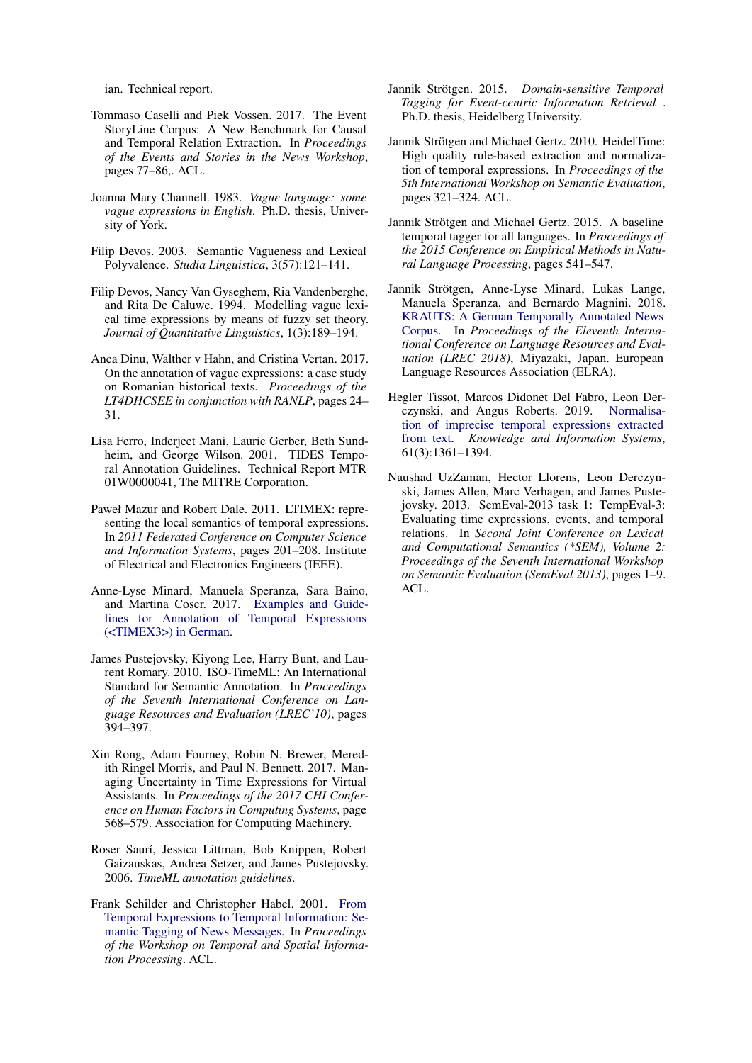ian. Technical report.

Tommaso Caselli and Piek Vossen. 2017. The Event StoryLine Corpus: A New Benchmark for Causal and Temporal Relation Extraction. In *Proceedings of the Events and Stories in the News Workshop*, pages 77–86,. ACL.

Joanna Mary Channell. 1983. *Vague language: some vague expressions in English*. Ph.D. thesis, University of York.

Filip Devos. 2003. Semantic Vagueness and Lexical Polyvalence. *Studia Linguistica*, 3(57):121–141.

Filip Devos, Nancy Van Gyseghem, Ria Vandenberghe, and Rita De Caluwe. 1994. Modelling vague lexical time expressions by means of fuzzy set theory. *Journal of Quantitative Linguistics*, 1(3):189–194.

Anca Dinu, Walther v Hahn, and Cristina Vertan. 2017. On the annotation of vague expressions: a case study on Romanian historical texts. *Proceedings of the LT4DHCSEE in conjunction with RANLP*, pages 24–31.

Lisa Ferro, Inderjeet Mani, Laurie Gerber, Beth Sundheim, and George Wilson. 2001. TIDES Temporal Annotation Guidelines. Technical Report MTR 01W0000041, The MITRE Corporation.

Paweł Mazur and Robert Dale. 2011. LTIMEX: representing the local semantics of temporal expressions. In *2011 Federated Conference on Computer Science and Information Systems*, pages 201–208. Institute of Electrical and Electronics Engineers (IEEE).

Anne-Lyse Minard, Manuela Speranza, Sara Baino, and Martina Coser. 2017. Examples and Guidelines for Annotation of Temporal Expressions (<TIMEX3>) in German.

James Pustejovsky, Kiyong Lee, Harry Bunt, and Laurent Romary. 2010. ISO-TimeML: An International Standard for Semantic Annotation. In *Proceedings of the Seventh International Conference on Language Resources and Evaluation (LREC'10)*, pages 394–397.

Xin Rong, Adam Fourney, Robin N. Brewer, Meredith Ringel Morris, and Paul N. Bennett. 2017. Managing Uncertainty in Time Expressions for Virtual Assistants. In *Proceedings of the 2017 CHI Conference on Human Factors in Computing Systems*, page 568–579. Association for Computing Machinery.

Roser Saurí, Jessica Littman, Bob Knippen, Robert Gaizauskas, Andrea Setzer, and James Pustejovsky. 2006. *TimeML annotation guidelines*.

Frank Schilder and Christopher Habel. 2001. From Temporal Expressions to Temporal Information: Semantic Tagging of News Messages. In *Proceedings of the Workshop on Temporal and Spatial Information Processing*. ACL.

Jannik Strötgen. 2015. *Domain-sensitive Temporal Tagging for Event-centric Information Retrieval* . Ph.D. thesis, Heidelberg University.

Jannik Strötgen and Michael Gertz. 2010. HeidelTime: High quality rule-based extraction and normalization of temporal expressions. In *Proceedings of the 5th International Workshop on Semantic Evaluation*, pages 321–324. ACL.

Jannik Strötgen and Michael Gertz. 2015. A baseline temporal tagger for all languages. In *Proceedings of the 2015 Conference on Empirical Methods in Natural Language Processing*, pages 541–547.

Jannik Strötgen, Anne-Lyse Minard, Lukas Lange, Manuela Speranza, and Bernardo Magnini. 2018. KRAUTS: A German Temporally Annotated News Corpus. In *Proceedings of the Eleventh International Conference on Language Resources and Evaluation (LREC 2018)*, Miyazaki, Japan. European Language Resources Association (ELRA).

Hegler Tissot, Marcos Didonet Del Fabro, Leon Derczynski, and Angus Roberts. 2019. Normalisation of imprecise temporal expressions extracted from text. *Knowledge and Information Systems*, 61(3):1361–1394.

Naushad UzZaman, Hector Llorens, Leon Derczynski, James Allen, Marc Verhagen, and James Pustejovsky. 2013. SemEval-2013 task 1: TempEval-3: Evaluating time expressions, events, and temporal relations. In *Second Joint Conference on Lexical and Computational Semantics (*SEM), Volume 2: Proceedings of the Seventh International Workshop on Semantic Evaluation (SemEval 2013)*, pages 1–9. ACL.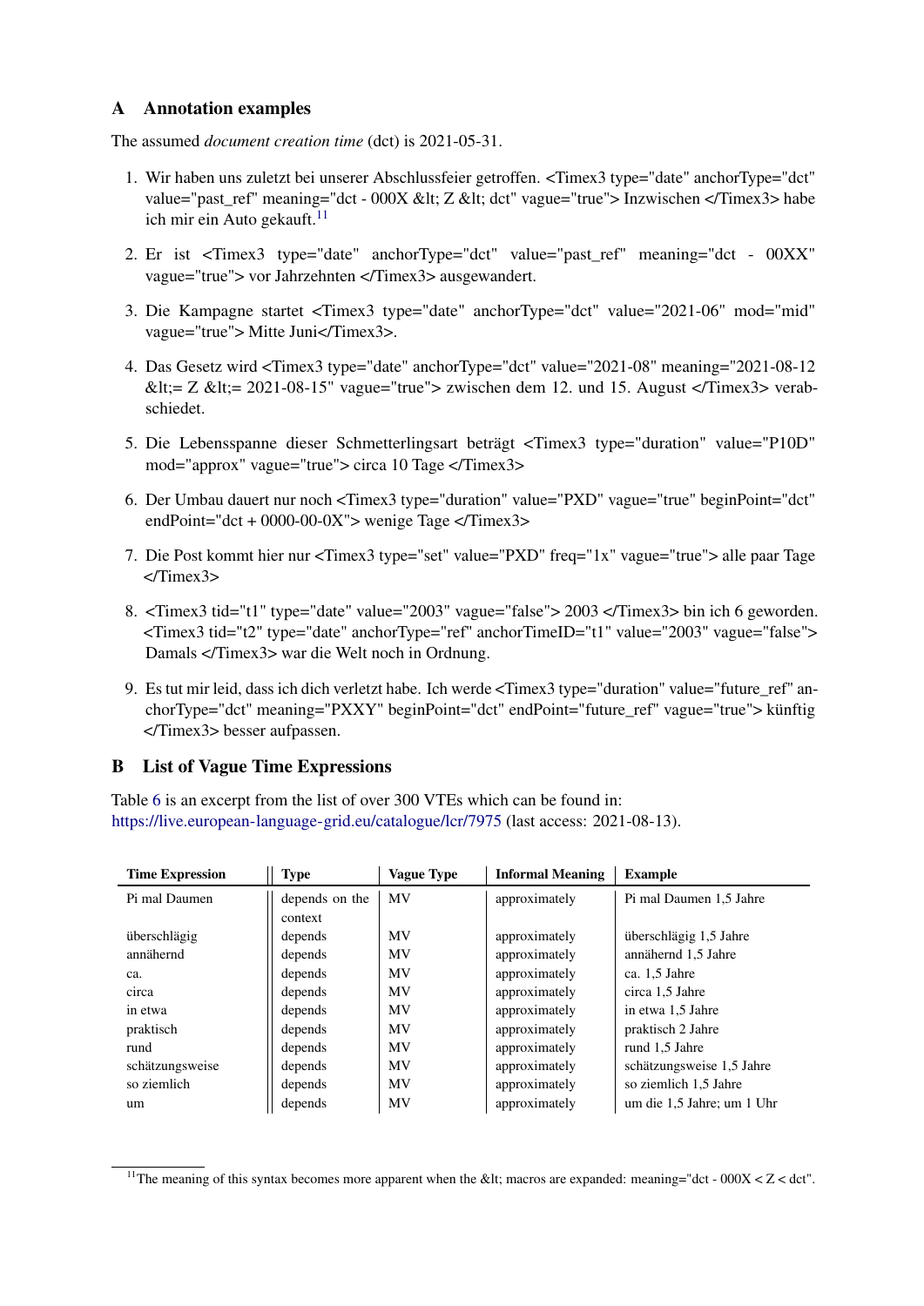## A Annotation examples

The assumed *document creation time* (dct) is 2021-05-31.

1. Wir haben uns zuletzt bei unserer Abschlussfeier getroffen. <Timex3 type="date" anchorType="dct" value="past_ref" meaning="dct - 000X &lt; Z &lt; dct" vague="true"> Inzwischen </Timex3> habe ich mir ein Auto gekauft.[11]

2. Er ist <Timex3 type="date" anchorType="dct" value="past_ref" meaning="dct - 00XX" vague="true"> vor Jahrzehnten </Timex3> ausgewandert.

3. Die Kampagne startet <Timex3 type="date" anchorType="dct" value="2021-06" mod="mid" vague="true"> Mitte Juni</Timex3>.

4. Das Gesetz wird <Timex3 type="date" anchorType="dct" value="2021-08" meaning="2021-08-12 &lt;= Z &lt;= 2021-08-15" vague="true"> zwischen dem 12. und 15. August </Timex3> verabschiedet.

5. Die Lebensspanne dieser Schmetterlingsart beträgt <Timex3 type="duration" value="P10D" mod="approx" vague="true"> circa 10 Tage </Timex3>

6. Der Umbau dauert nur noch <Timex3 type="duration" value="PXD" vague="true" beginPoint="dct" endPoint="dct + 0000-00-0X"> wenige Tage </Timex3>

7. Die Post kommt hier nur <Timex3 type="set" value="PXD" freq="1x" vague="true"> alle paar Tage </Timex3>

8. <Timex3 tid="t1" type="date" value="2003" vague="false"> 2003 </Timex3> bin ich 6 geworden. <Timex3 tid="t2" type="date" anchorType="ref" anchorTimeID="t1" value="2003" vague="false"> Damals </Timex3> war die Welt noch in Ordnung.

9. Es tut mir leid, dass ich dich verletzt habe. Ich werde <Timex3 type="duration" value="future_ref" anchorType="dct" meaning="PXXY" beginPoint="dct" endPoint="future_ref" vague="true"> künftig </Timex3> besser aufpassen.

## B List of Vague Time Expressions

Table 6 is an excerpt from the list of over 300 VTEs which can be found in: https://live.european-language-grid.eu/catalogue/lcr/7975 (last access: 2021-08-13).

| Time Expression | Type | Vague Type | Informal Meaning | Example |
|---|---|---|---|---|
| Pi mal Daumen | depends on the context | MV | approximately | Pi mal Daumen 1,5 Jahre |
| überschlägig | depends | MV | approximately | überschlägig 1,5 Jahre |
| annähernd | depends | MV | approximately | annähernd 1,5 Jahre |
| ca. | depends | MV | approximately | ca. 1,5 Jahre |
| circa | depends | MV | approximately | circa 1,5 Jahre |
| in etwa | depends | MV | approximately | in etwa 1,5 Jahre |
| praktisch | depends | MV | approximately | praktisch 2 Jahre |
| rund | depends | MV | approximately | rund 1,5 Jahre |
| schätzungsweise | depends | MV | approximately | schätzungsweise 1,5 Jahre |
| so ziemlich | depends | MV | approximately | so ziemlich 1,5 Jahre |
| um | depends | MV | approximately | um die 1,5 Jahre; um 1 Uhr |

[11] The meaning of this syntax becomes more apparent when the &lt; macros are expanded: meaning="dct - 000X < Z < dct".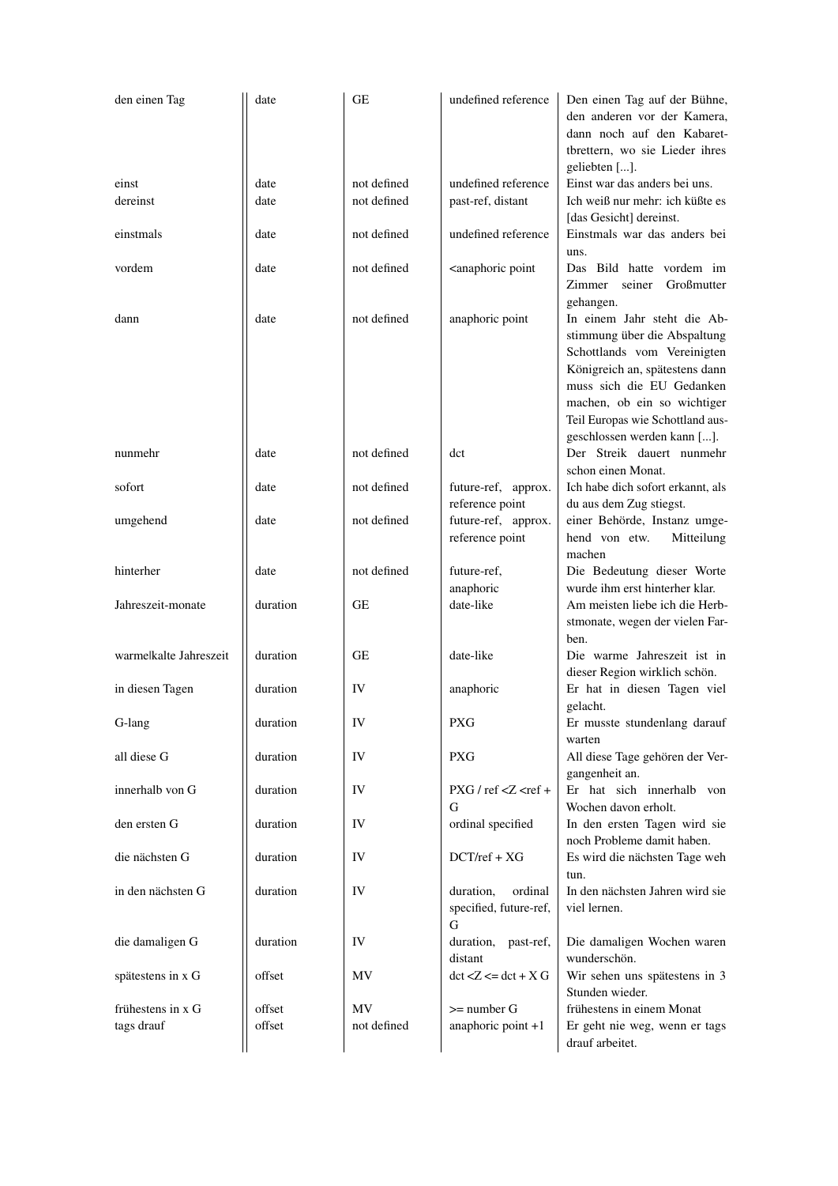| den einen Tag | date | GE | undefined reference | Den einen Tag auf der Bühne, den anderen vor der Kamera, dann noch auf den Kabaret-tbrettern, wo sie Lieder ihres geliebten [...]. |
|---|---|---|---|---|
| einst | date | not defined | undefined reference | Einst war das anders bei uns. |
| dereinst | date | not defined | past-ref, distant | Ich weiß nur mehr: ich küßte es [das Gesicht] dereinst. |
| einstmals | date | not defined | undefined reference | Einstmals war das anders bei uns. |
| vordem | date | not defined | <anaphoric point | Das Bild hatte vordem im Zimmer seiner Großmutter gehangen. |
| dann | date | not defined | anaphoric point | In einem Jahr steht die Abstimmung über die Abspaltung Schottlands vom Vereinigten Königreich an, spätestens dann muss sich die EU Gedanken machen, ob ein so wichtiger Teil Europas wie Schottland ausgeschlossen werden kann [...]. |
| nunmehr | date | not defined | dct | Der Streik dauert nunmehr schon einen Monat. |
| sofort | date | not defined | future-ref, approx. reference point | Ich habe dich sofort erkannt, als du aus dem Zug stiegst. |
| umgehend | date | not defined | future-ref, approx. reference point | einer Behörde, Instanz umgehend von etw. Mitteilung machen |
| hinterher | date | not defined | future-ref, anaphoric | Die Bedeutung dieser Worte wurde ihm erst hinterher klar. |
| Jahreszeit-monate | duration | GE | date-like | Am meisten liebe ich die Herbstmonate, wegen der vielen Farben. |
| warme\|kalte Jahreszeit | duration | GE | date-like | Die warme Jahreszeit ist in dieser Region wirklich schön. |
| in diesen Tagen | duration | IV | anaphoric | Er hat in diesen Tagen viel gelacht. |
| G-lang | duration | IV | PXG | Er musste stundenlang darauf warten |
| all diese G | duration | IV | PXG | All diese Tage gehören der Vergangenheit an. |
| innerhalb von G | duration | IV | PXG / ref <Z <ref + G | Er hat sich innerhalb von Wochen davon erholt. |
| den ersten G | duration | IV | ordinal specified | In den ersten Tagen wird sie noch Probleme damit haben. |
| die nächsten G | duration | IV | DCT/ref + XG | Es wird die nächsten Tage weh tun. |
| in den nächsten G | duration | IV | duration, ordinal specified, future-ref, G | In den nächsten Jahren wird sie viel lernen. |
| die damaligen G | duration | IV | duration, past-ref, distant | Die damaligen Wochen waren wunderschön. |
| spätestens in x G | offset | MV | dct <Z <= dct + X G | Wir sehen uns spätestens in 3 Stunden wieder. |
| frühestens in x G | offset | MV | >= number G | frühestens in einem Monat |
| tags drauf | offset | not defined | anaphoric point +1 | Er geht nie weg, wenn er tags drauf arbeitet. |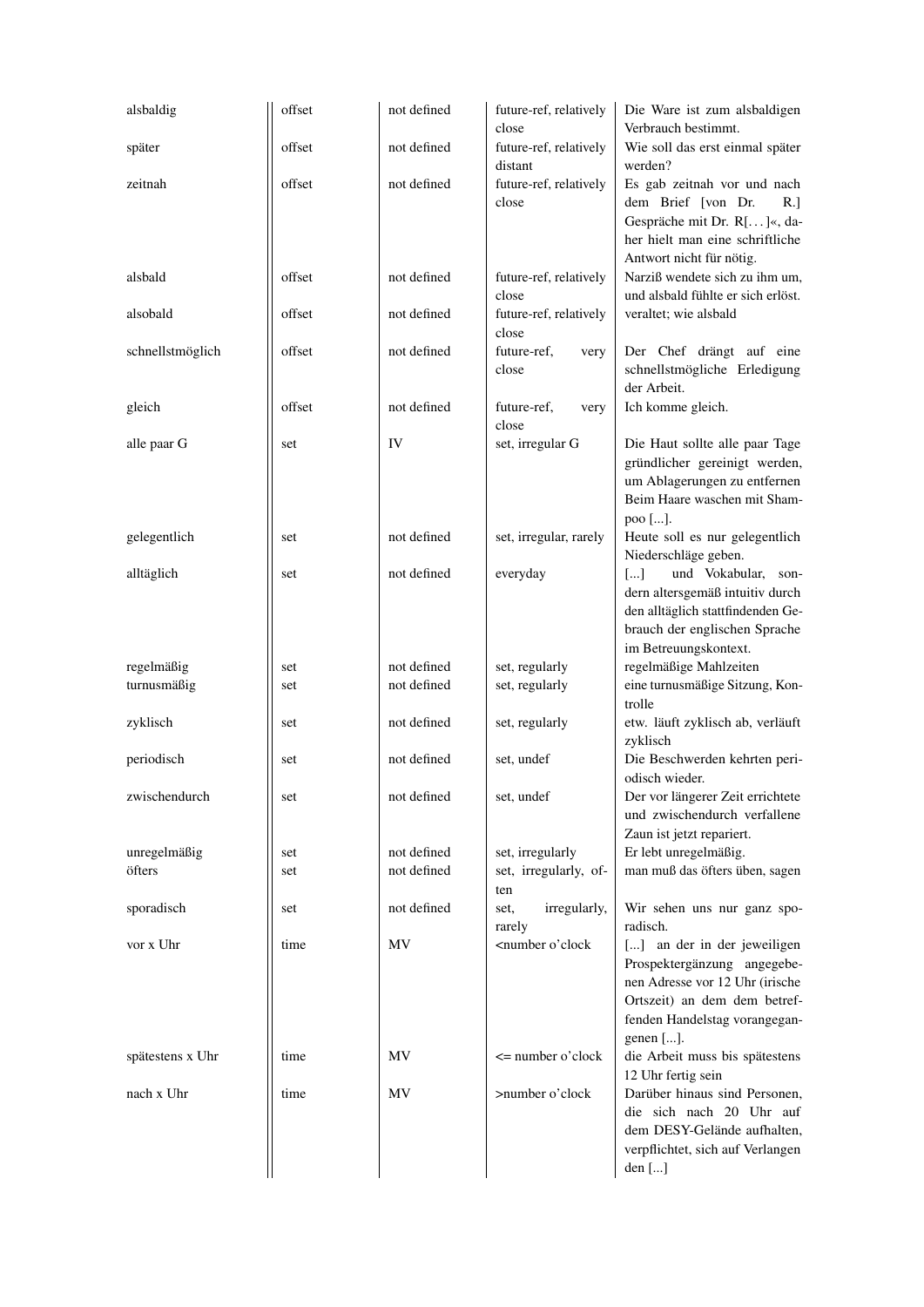| | | | | |
|---|---|---|---|---|
| alsbaldig | offset | not defined | future-ref, relatively close | Die Ware ist zum alsbaldigen Verbrauch bestimmt. |
| später | offset | not defined | future-ref, relatively distant | Wie soll das erst einmal später werden? |
| zeitnah | offset | not defined | future-ref, relatively close | Es gab zeitnah vor und nach dem Brief [von Dr. R.] Gespräche mit Dr. R[. . . ]«, daher hielt man eine schriftliche Antwort nicht für nötig. |
| alsbald | offset | not defined | future-ref, relatively close | Narziß wendete sich zu ihm um, und alsbald fühlte er sich erlöst. |
| alsobald | offset | not defined | future-ref, relatively close | veraltet; wie alsbald |
| schnellstmöglich | offset | not defined | future-ref, very close | Der Chef drängt auf eine schnellstmögliche Erledigung der Arbeit. |
| gleich | offset | not defined | future-ref, very close | Ich komme gleich. |
| alle paar G | set | IV | set, irregular G | Die Haut sollte alle paar Tage gründlicher gereinigt werden, um Ablagerungen zu entfernen Beim Haare waschen mit Shampoo [...]. |
| gelegentlich | set | not defined | set, irregular, rarely | Heute soll es nur gelegentlich Niederschläge geben. |
| alltäglich | set | not defined | everyday | [...] und Vokabular, sondern altersgemäß intuitiv durch den alltäglich stattfindenden Gebrauch der englischen Sprache im Betreuungskontext. |
| regelmäßig | set | not defined | set, regularly | regelmäßige Mahlzeiten |
| turnusmäßig | set | not defined | set, regularly | eine turnusmäßige Sitzung, Kontrolle |
| zyklisch | set | not defined | set, regularly | etw. läuft zyklisch ab, verläuft zyklisch |
| periodisch | set | not defined | set, undef | Die Beschwerden kehrten periodisch wieder. |
| zwischendurch | set | not defined | set, undef | Der vor längerer Zeit errichtete und zwischendurch verfallene Zaun ist jetzt repariert. |
| unregelmäßig | set | not defined | set, irregularly | Er lebt unregelmäßig. |
| öfters | set | not defined | set, irregularly, often | man muß das öfters üben, sagen |
| sporadisch | set | not defined | set, irregularly, rarely | Wir sehen uns nur ganz sporadisch. |
| vor x Uhr | time | MV | <number o'clock | [...] an der in der jeweiligen Prospektergänzung angegebenen Adresse vor 12 Uhr (irische Ortszeit) an dem dem betreffenden Handelstag vorangegangenen [...]. |
| spätestens x Uhr | time | MV | <= number o'clock | die Arbeit muss bis spätestens 12 Uhr fertig sein |
| nach x Uhr | time | MV | >number o'clock | Darüber hinaus sind Personen, die sich nach 20 Uhr auf dem DESY-Gelände aufhalten, verpflichtet, sich auf Verlangen den [...] |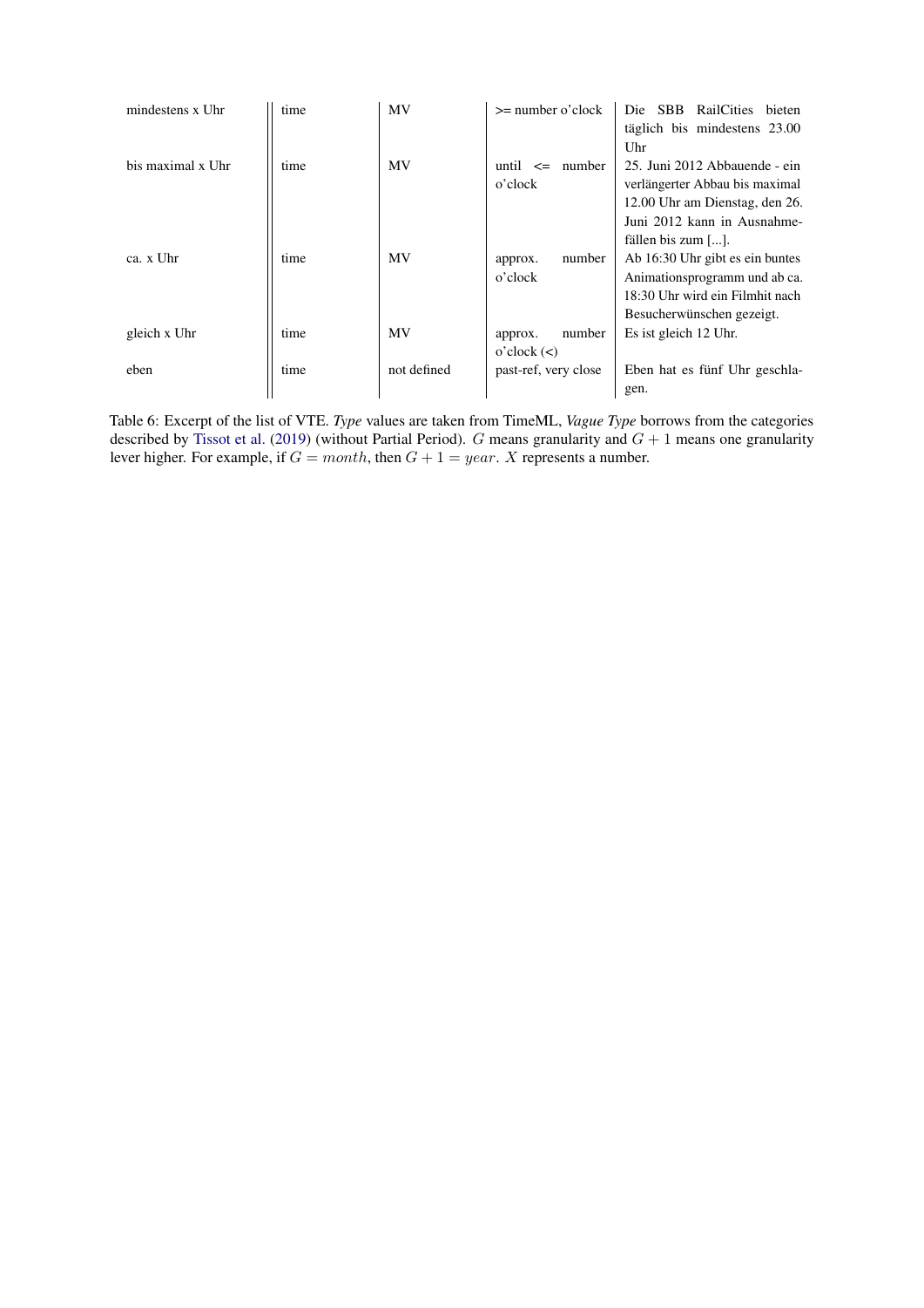| | | | | |
|---|---|---|---|---|
| mindestens x Uhr | time | MV | >= number o'clock | Die SBB RailCities bieten täglich bis mindestens 23.00 Uhr |
| bis maximal x Uhr | time | MV | until <= number o'clock | 25. Juni 2012 Abbauende - ein verlängerter Abbau bis maximal 12.00 Uhr am Dienstag, den 26. Juni 2012 kann in Ausnahmefällen bis zum [...]. |
| ca. x Uhr | time | MV | approx. number o'clock | Ab 16:30 Uhr gibt es ein buntes Animationsprogramm und ab ca. 18:30 Uhr wird ein Filmhit nach Besucherwünschen gezeigt. |
| gleich x Uhr | time | MV | approx. number o'clock (<) | Es ist gleich 12 Uhr. |
| eben | time | not defined | past-ref, very close | Eben hat es fünf Uhr geschlagen. |

Table 6: Excerpt of the list of VTE. *Type* values are taken from TimeML, *Vague Type* borrows from the categories described by Tissot et al. (2019) (without Partial Period). $G$ means granularity and $G+1$ means one granularity lever higher. For example, if $G = month$, then $G + 1 = year$. $X$ represents a number.